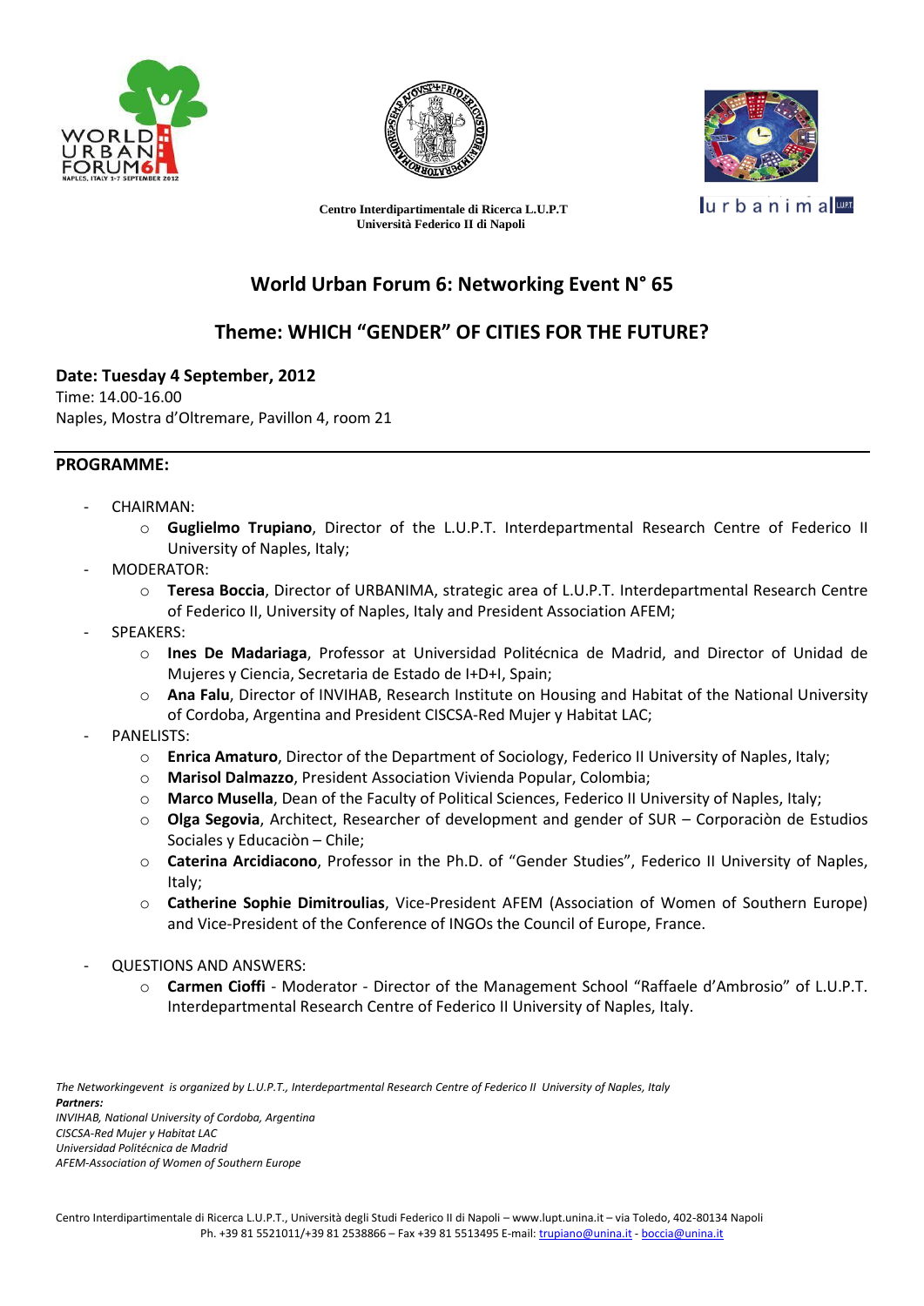Centro Interdipartimentale di Ricerca L.U.P.T
Università Federico II di Napoli

# World Urban Forum 6: Networking Event N° 65

## Theme: WHICH "GENDER" OF CITIES FOR THE FUTURE?

**Date: Tuesday 4 September, 2012**
Time: 14.00-16.00
Naples, Mostra d'Oltremare, Pavillon 4, room 21

---

**PROGRAMME:**

- CHAIRMAN:
  - **Guglielmo Trupiano**, Director of the L.U.P.T. Interdepartmental Research Centre of Federico II University of Naples, Italy;
- MODERATOR:
  - **Teresa Boccia**, Director of URBANIMA, strategic area of L.U.P.T. Interdepartmental Research Centre of Federico II, University of Naples, Italy and President Association AFEM;
- SPEAKERS:
  - **Ines De Madariaga**, Professor at Universidad Politécnica de Madrid, and Director of Unidad de Mujeres y Ciencia, Secretaria de Estado de I+D+I, Spain;
  - **Ana Falu**, Director of INVIHAB, Research Institute on Housing and Habitat of the National University of Cordoba, Argentina and President CISCSA-Red Mujer y Habitat LAC;
- PANELISTS:
  - **Enrica Amaturo**, Director of the Department of Sociology, Federico II University of Naples, Italy;
  - **Marisol Dalmazzo**, President Association Vivienda Popular, Colombia;
  - **Marco Musella**, Dean of the Faculty of Political Sciences, Federico II University of Naples, Italy;
  - **Olga Segovia**, Architect, Researcher of development and gender of SUR – Corporaciòn de Estudios Sociales y Educaciòn – Chile;
  - **Caterina Arcidiacono**, Professor in the Ph.D. of "Gender Studies", Federico II University of Naples, Italy;
  - **Catherine Sophie Dimitroulias**, Vice-President AFEM (Association of Women of Southern Europe) and Vice-President of the Conference of INGOs the Council of Europe, France.
- QUESTIONS AND ANSWERS:
  - **Carmen Cioffi** - Moderator - Director of the Management School "Raffaele d'Ambrosio" of L.U.P.T. Interdepartmental Research Centre of Federico II University of Naples, Italy.

*The Networkingevent is organized by L.U.P.T., Interdepartmental Research Centre of Federico II University of Naples, Italy*
***Partners:***
*INVIHAB, National University of Cordoba, Argentina*
*CISCSA-Red Mujer y Habitat LAC*
*Universidad Politécnica de Madrid*
*AFEM-Association of Women of Southern Europe*

Centro Interdipartimentale di Ricerca L.U.P.T., Università degli Studi Federico II di Napoli – www.lupt.unina.it – via Toledo, 402-80134 Napoli
Ph. +39 81 5521011/+39 81 2538866 – Fax +39 81 5513495 E-mail: trupiano@unina.it - boccia@unina.it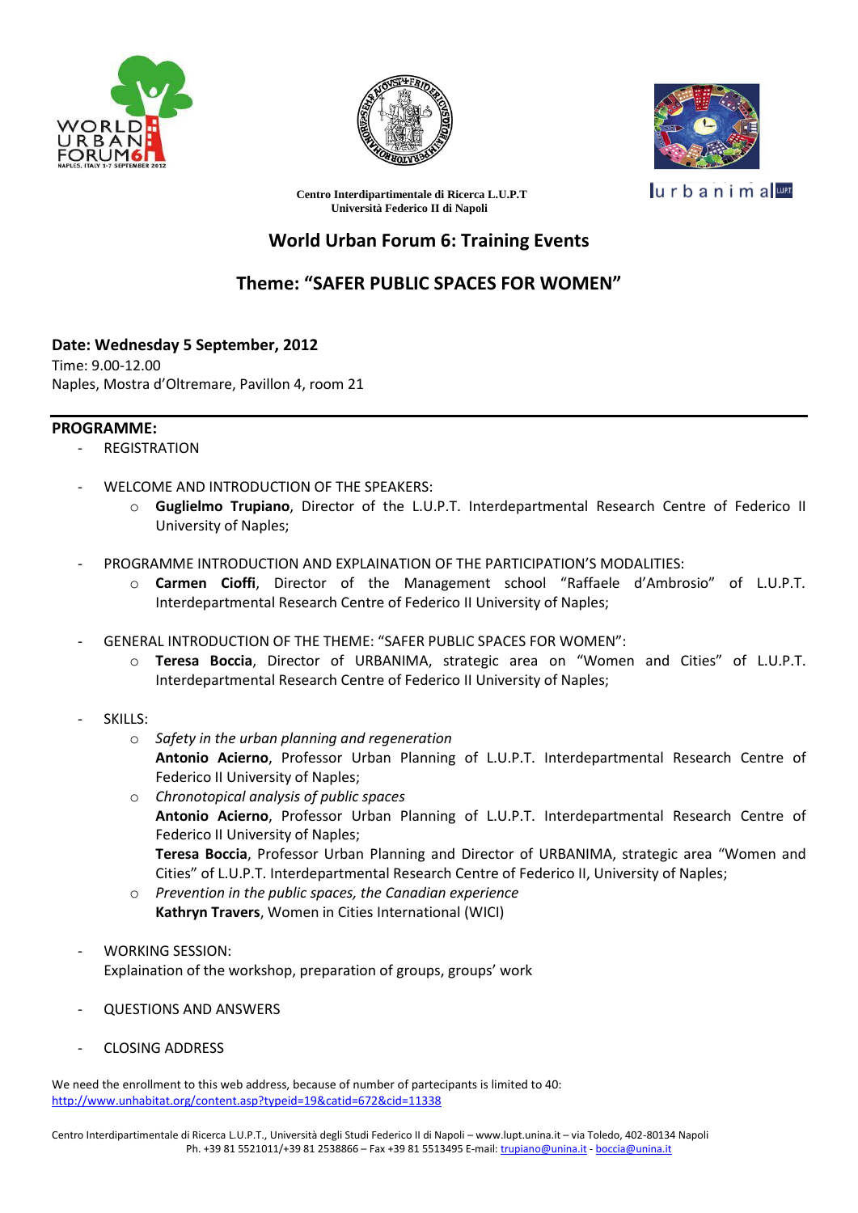Centro Interdipartimentale di Ricerca L.U.P.T
Università Federico II di Napoli

lurbanimal

# World Urban Forum 6: Training Events

## Theme: "SAFER PUBLIC SPACES FOR WOMEN"

**Date: Wednesday 5 September, 2012**
Time: 9.00-12.00
Naples, Mostra d'Oltremare, Pavillon 4, room 21

**PROGRAMME:**

- REGISTRATION

- WELCOME AND INTRODUCTION OF THE SPEAKERS:
  - **Guglielmo Trupiano**, Director of the L.U.P.T. Interdepartmental Research Centre of Federico II University of Naples;

- PROGRAMME INTRODUCTION AND EXPLAINATION OF THE PARTICIPATION'S MODALITIES:
  - **Carmen Cioffi**, Director of the Management school "Raffaele d'Ambrosio" of L.U.P.T. Interdepartmental Research Centre of Federico II University of Naples;

- GENERAL INTRODUCTION OF THE THEME: "SAFER PUBLIC SPACES FOR WOMEN":
  - **Teresa Boccia**, Director of URBANIMA, strategic area on "Women and Cities" of L.U.P.T. Interdepartmental Research Centre of Federico II University of Naples;

- SKILLS:
  - *Safety in the urban planning and regeneration*
    **Antonio Acierno**, Professor Urban Planning of L.U.P.T. Interdepartmental Research Centre of Federico II University of Naples;
  - *Chronotopical analysis of public spaces*
    **Antonio Acierno**, Professor Urban Planning of L.U.P.T. Interdepartmental Research Centre of Federico II University of Naples;
    **Teresa Boccia**, Professor Urban Planning and Director of URBANIMA, strategic area "Women and Cities" of L.U.P.T. Interdepartmental Research Centre of Federico II, University of Naples;
  - *Prevention in the public spaces, the Canadian experience*
    **Kathryn Travers**, Women in Cities International (WICI)

- WORKING SESSION:
  Explaination of the workshop, preparation of groups, groups' work

- QUESTIONS AND ANSWERS

- CLOSING ADDRESS

We need the enrollment to this web address, because of number of partecipants is limited to 40:
http://www.unhabitat.org/content.asp?typeid=19&catid=672&cid=11338

Centro Interdipartimentale di Ricerca L.U.P.T., Università degli Studi Federico II di Napoli – www.lupt.unina.it – via Toledo, 402-80134 Napoli
Ph. +39 81 5521011/+39 81 2538866 – Fax +39 81 5513495 E-mail: trupiano@unina.it - boccia@unina.it